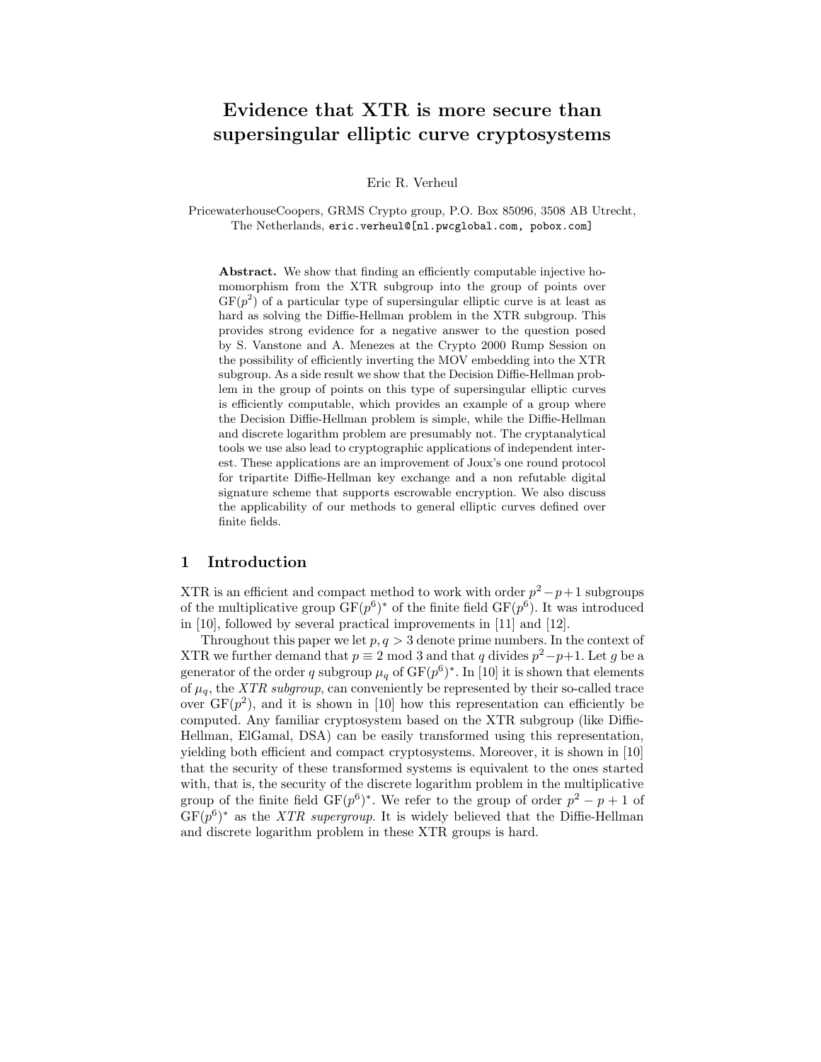# Evidence that XTR is more secure than supersingular elliptic curve cryptosystems

Eric R. Verheul

PricewaterhouseCoopers, GRMS Crypto group, P.O. Box 85096, 3508 AB Utrecht, The Netherlands, eric.verheul@[nl.pwcglobal.com, pobox.com]

**Abstract.** We show that finding an efficiently computable injective homomorphism from the XTR subgroup into the group of points over $\mathrm{GF}(p^2)$ of a particular type of supersingular elliptic curve is at least as hard as solving the Diffie-Hellman problem in the XTR subgroup. This provides strong evidence for a negative answer to the question posed by S. Vanstone and A. Menezes at the Crypto 2000 Rump Session on the possibility of efficiently inverting the MOV embedding into the XTR subgroup. As a side result we show that the Decision Diffie-Hellman problem in the group of points on this type of supersingular elliptic curves is efficiently computable, which provides an example of a group where the Decision Diffie-Hellman problem is simple, while the Diffie-Hellman and discrete logarithm problem are presumably not. The cryptanalytical tools we use also lead to cryptographic applications of independent interest. These applications are an improvement of Joux's one round protocol for tripartite Diffie-Hellman key exchange and a non refutable digital signature scheme that supports escrowable encryption. We also discuss the applicability of our methods to general elliptic curves defined over finite fields.

## 1 Introduction

XTR is an efficient and compact method to work with order $p^2-p+1$ subgroups of the multiplicative group $\mathrm{GF}(p^6)^*$ of the finite field $\mathrm{GF}(p^6)$. It was introduced in [10], followed by several practical improvements in [11] and [12].

Throughout this paper we let $p, q > 3$ denote prime numbers. In the context of XTR we further demand that $p \equiv 2 \bmod 3$ and that $q$ divides $p^2-p+1$. Let $g$ be a generator of the order $q$ subgroup $\mu_q$ of $\mathrm{GF}(p^6)^*$. In [10] it is shown that elements of $\mu_q$, the *XTR subgroup*, can conveniently be represented by their so-called trace over $\mathrm{GF}(p^2)$, and it is shown in [10] how this representation can efficiently be computed. Any familiar cryptosystem based on the XTR subgroup (like Diffie-Hellman, ElGamal, DSA) can be easily transformed using this representation, yielding both efficient and compact cryptosystems. Moreover, it is shown in [10] that the security of these transformed systems is equivalent to the ones started with, that is, the security of the discrete logarithm problem in the multiplicative group of the finite field $\mathrm{GF}(p^6)^*$. We refer to the group of order $p^2-p+1$ of $\mathrm{GF}(p^6)^*$ as the *XTR supergroup*. It is widely believed that the Diffie-Hellman and discrete logarithm problem in these XTR groups is hard.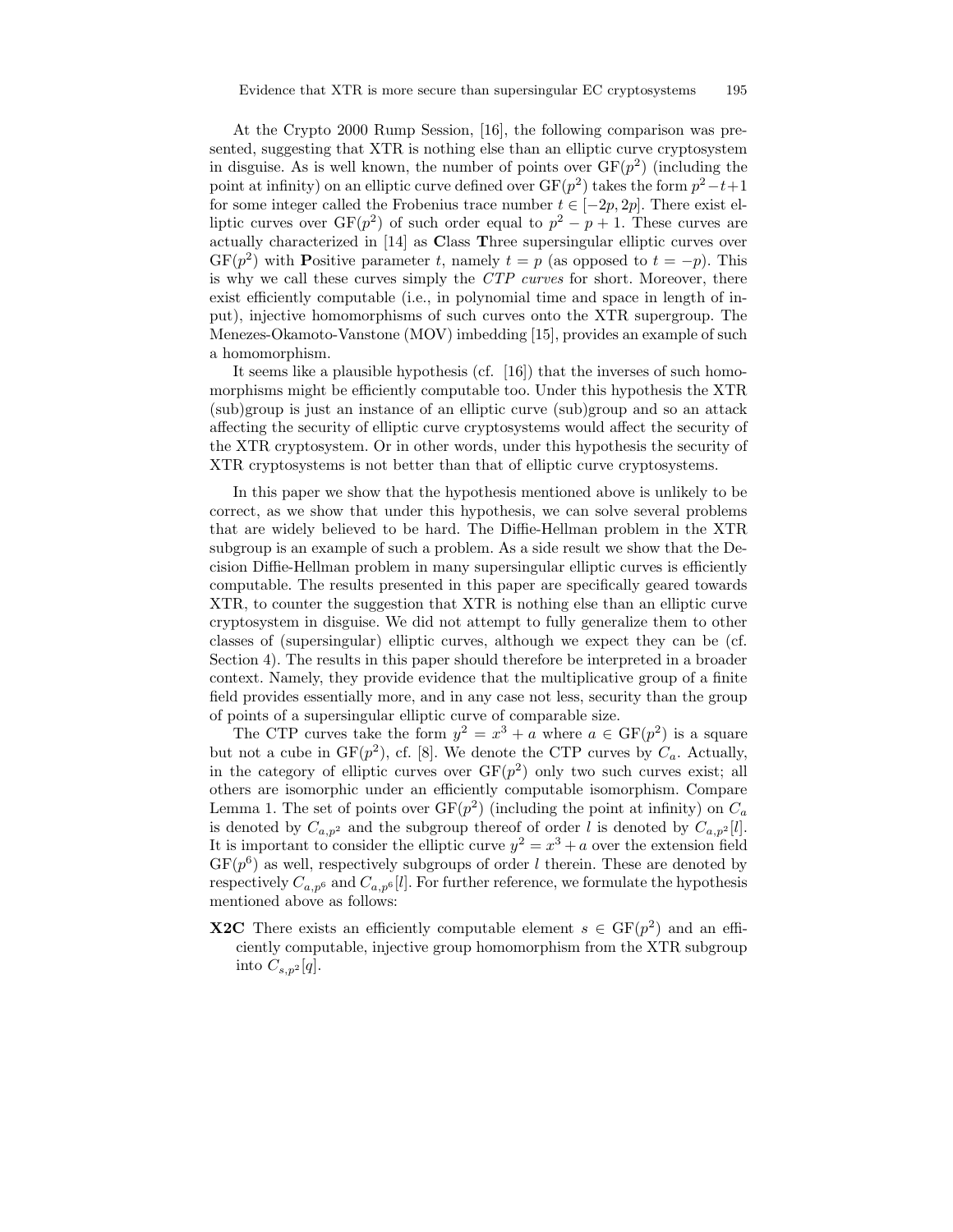At the Crypto 2000 Rump Session, [16], the following comparison was presented, suggesting that XTR is nothing else than an elliptic curve cryptosystem in disguise. As is well known, the number of points over $\mathrm{GF}(p^2)$ (including the point at infinity) on an elliptic curve defined over $\mathrm{GF}(p^2)$ takes the form $p^2 - t + 1$ for some integer called the Frobenius trace number $t \in [-2p, 2p]$. There exist elliptic curves over $\mathrm{GF}(p^2)$ of such order equal to $p^2 - p + 1$. These curves are actually characterized in [14] as **C**lass **T**hree supersingular elliptic curves over $\mathrm{GF}(p^2)$ with **P**ositive parameter $t$, namely $t = p$ (as opposed to $t = -p$). This is why we call these curves simply the *CTP curves* for short. Moreover, there exist efficiently computable (i.e., in polynomial time and space in length of input), injective homomorphisms of such curves onto the XTR supergroup. The Menezes-Okamoto-Vanstone (MOV) imbedding [15], provides an example of such a homomorphism.

It seems like a plausible hypothesis (cf. [16]) that the inverses of such homomorphisms might be efficiently computable too. Under this hypothesis the XTR (sub)group is just an instance of an elliptic curve (sub)group and so an attack affecting the security of elliptic curve cryptosystems would affect the security of the XTR cryptosystem. Or in other words, under this hypothesis the security of XTR cryptosystems is not better than that of elliptic curve cryptosystems.

In this paper we show that the hypothesis mentioned above is unlikely to be correct, as we show that under this hypothesis, we can solve several problems that are widely believed to be hard. The Diffie-Hellman problem in the XTR subgroup is an example of such a problem. As a side result we show that the Decision Diffie-Hellman problem in many supersingular elliptic curves is efficiently computable. The results presented in this paper are specifically geared towards XTR, to counter the suggestion that XTR is nothing else than an elliptic curve cryptosystem in disguise. We did not attempt to fully generalize them to other classes of (supersingular) elliptic curves, although we expect they can be (cf. Section 4). The results in this paper should therefore be interpreted in a broader context. Namely, they provide evidence that the multiplicative group of a finite field provides essentially more, and in any case not less, security than the group of points of a supersingular elliptic curve of comparable size.

The CTP curves take the form $y^2 = x^3 + a$ where $a \in \mathrm{GF}(p^2)$ is a square but not a cube in $\mathrm{GF}(p^2)$, cf. [8]. We denote the CTP curves by $C_a$. Actually, in the category of elliptic curves over $\mathrm{GF}(p^2)$ only two such curves exist; all others are isomorphic under an efficiently computable isomorphism. Compare Lemma 1. The set of points over $\mathrm{GF}(p^2)$ (including the point at infinity) on $C_a$ is denoted by $C_{a,p^2}$ and the subgroup thereof of order $l$ is denoted by $C_{a,p^2}[l]$. It is important to consider the elliptic curve $y^2 = x^3 + a$ over the extension field $\mathrm{GF}(p^6)$ as well, respectively subgroups of order $l$ therein. These are denoted by respectively $C_{a,p^6}$ and $C_{a,p^6}[l]$. For further reference, we formulate the hypothesis mentioned above as follows:

**X2C** There exists an efficiently computable element $s \in \mathrm{GF}(p^2)$ and an efficiently computable, injective group homomorphism from the XTR subgroup into $C_{s,p^2}[q]$.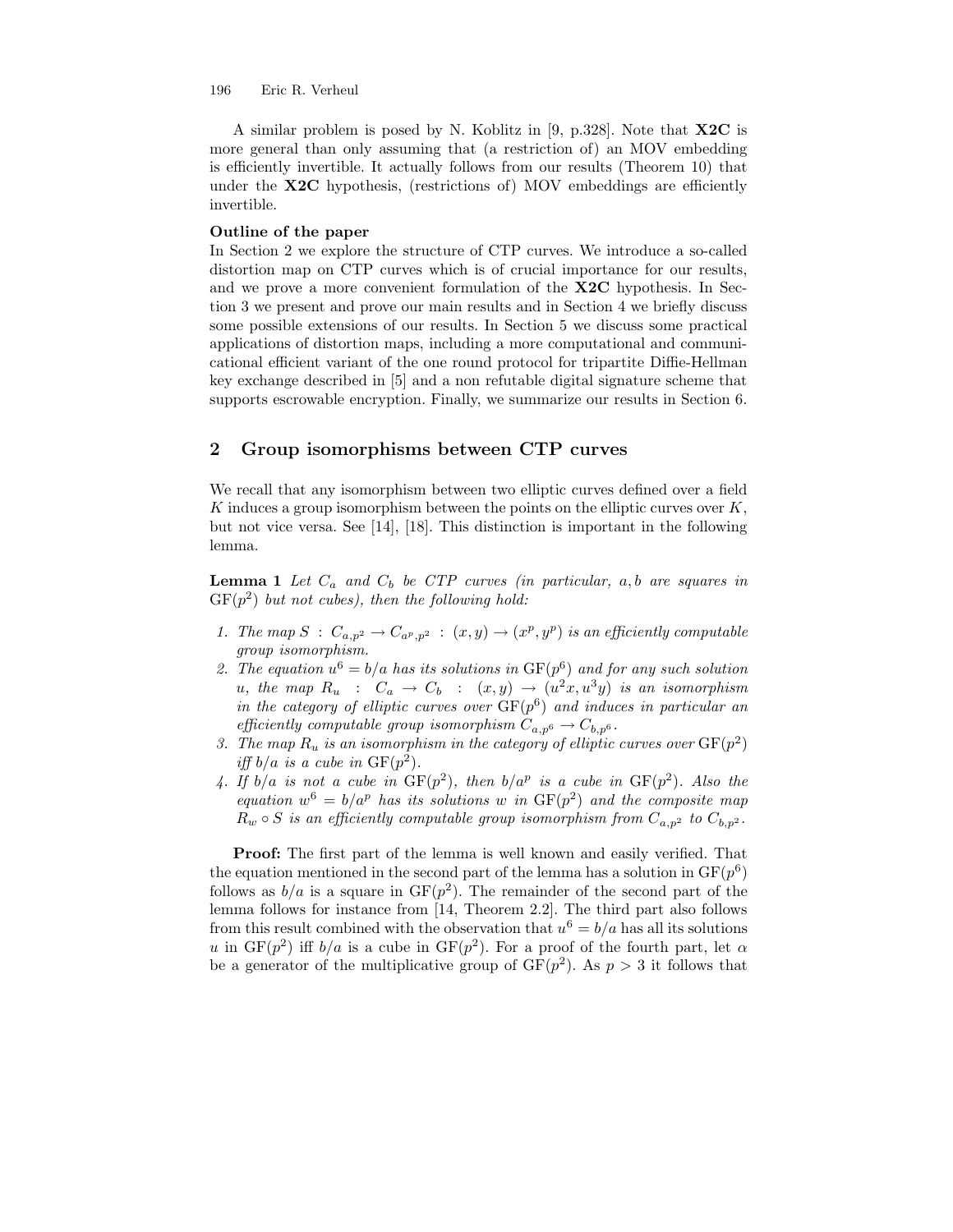A similar problem is posed by N. Koblitz in [9, p.328]. Note that **X2C** is more general than only assuming that (a restriction of) an MOV embedding is efficiently invertible. It actually follows from our results (Theorem 10) that under the **X2C** hypothesis, (restrictions of) MOV embeddings are efficiently invertible.

**Outline of the paper**
In Section 2 we explore the structure of CTP curves. We introduce a so-called distortion map on CTP curves which is of crucial importance for our results, and we prove a more convenient formulation of the **X2C** hypothesis. In Section 3 we present and prove our main results and in Section 4 we briefly discuss some possible extensions of our results. In Section 5 we discuss some practical applications of distortion maps, including a more computational and communicational efficient variant of the one round protocol for tripartite Diffie-Hellman key exchange described in [5] and a non refutable digital signature scheme that supports escrowable encryption. Finally, we summarize our results in Section 6.

## 2 Group isomorphisms between CTP curves

We recall that any isomorphism between two elliptic curves defined over a field $K$ induces a group isomorphism between the points on the elliptic curves over $K$, but not vice versa. See [14], [18]. This distinction is important in the following lemma.

**Lemma 1** *Let $C_a$ and $C_b$ be CTP curves (in particular, $a, b$ are squares in $\mathrm{GF}(p^2)$ but not cubes), then the following hold:*

1. *The map $S : C_{a,p^2} \rightarrow C_{a^p,p^2} : (x, y) \rightarrow (x^p, y^p)$ is an efficiently computable group isomorphism.*
2. *The equation $u^6 = b/a$ has its solutions in $\mathrm{GF}(p^6)$ and for any such solution $u$, the map $R_u : C_a \rightarrow C_b : (x, y) \rightarrow (u^2x, u^3y)$ is an isomorphism in the category of elliptic curves over $\mathrm{GF}(p^6)$ and induces in particular an efficiently computable group isomorphism $C_{a,p^6} \rightarrow C_{b,p^6}$.*
3. *The map $R_u$ is an isomorphism in the category of elliptic curves over $\mathrm{GF}(p^2)$ iff $b/a$ is a cube in $\mathrm{GF}(p^2)$.*
4. *If $b/a$ is not a cube in $\mathrm{GF}(p^2)$, then $b/a^p$ is a cube in $\mathrm{GF}(p^2)$. Also the equation $w^6 = b/a^p$ has its solutions $w$ in $\mathrm{GF}(p^2)$ and the composite map $R_w \circ S$ is an efficiently computable group isomorphism from $C_{a,p^2}$ to $C_{b,p^2}$.*

**Proof:** The first part of the lemma is well known and easily verified. That the equation mentioned in the second part of the lemma has a solution in $\mathrm{GF}(p^6)$ follows as $b/a$ is a square in $\mathrm{GF}(p^2)$. The remainder of the second part of the lemma follows for instance from [14, Theorem 2.2]. The third part also follows from this result combined with the observation that $u^6 = b/a$ has all its solutions $u$ in $\mathrm{GF}(p^2)$ iff $b/a$ is a cube in $\mathrm{GF}(p^2)$. For a proof of the fourth part, let $\alpha$ be a generator of the multiplicative group of $\mathrm{GF}(p^2)$. As $p > 3$ it follows that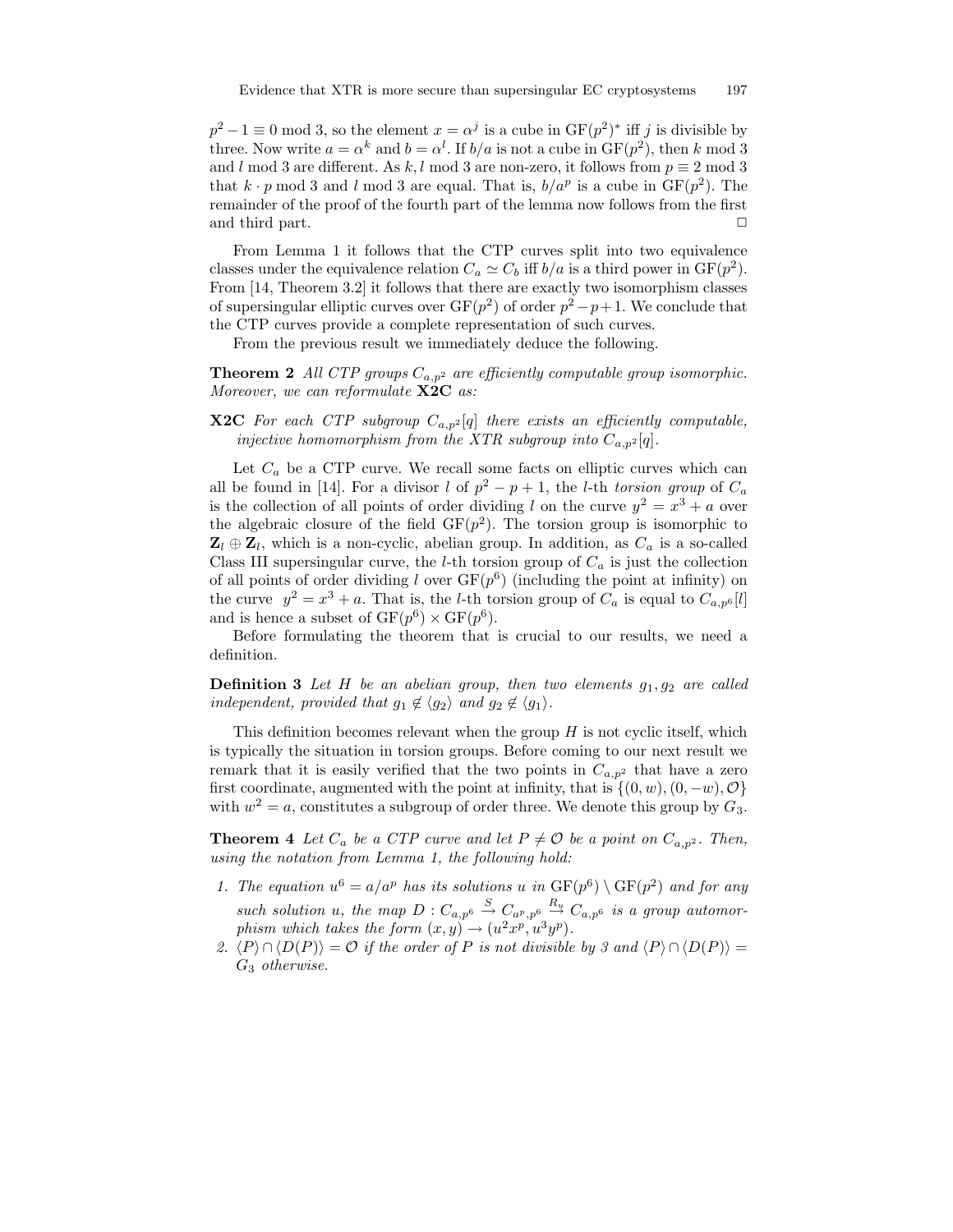$p^2 - 1 \equiv 0 \bmod 3$, so the element $x = \alpha^j$ is a cube in $\mathrm{GF}(p^2)^*$ iff $j$ is divisible by three. Now write $a = \alpha^k$ and $b = \alpha^l$. If $b/a$ is not a cube in $\mathrm{GF}(p^2)$, then $k \bmod 3$ and $l \bmod 3$ are different. As $k, l \bmod 3$ are non-zero, it follows from $p \equiv 2 \bmod 3$ that $k \cdot p \bmod 3$ and $l \bmod 3$ are equal. That is, $b/a^p$ is a cube in $\mathrm{GF}(p^2)$. The remainder of the proof of the fourth part of the lemma now follows from the first and third part. □

From Lemma 1 it follows that the CTP curves split into two equivalence classes under the equivalence relation $C_a \simeq C_b$ iff $b/a$ is a third power in $\mathrm{GF}(p^2)$. From [14, Theorem 3.2] it follows that there are exactly two isomorphism classes of supersingular elliptic curves over $\mathrm{GF}(p^2)$ of order $p^2 - p + 1$. We conclude that the CTP curves provide a complete representation of such curves.

From the previous result we immediately deduce the following.

**Theorem 2** *All CTP groups $C_{a,p^2}$ are efficiently computable group isomorphic. Moreover, we can reformulate* **X2C** *as:*

**X2C** *For each CTP subgroup $C_{a,p^2}[q]$ there exists an efficiently computable, injective homomorphism from the XTR subgroup into $C_{a,p^2}[q]$.*

Let $C_a$ be a CTP curve. We recall some facts on elliptic curves which can all be found in [14]. For a divisor $l$ of $p^2 - p + 1$, the $l$-th *torsion group* of $C_a$ is the collection of all points of order dividing $l$ on the curve $y^2 = x^3 + a$ over the algebraic closure of the field $\mathrm{GF}(p^2)$. The torsion group is isomorphic to $\mathbf{Z}_l \oplus \mathbf{Z}_l$, which is a non-cyclic, abelian group. In addition, as $C_a$ is a so-called Class III supersingular curve, the $l$-th torsion group of $C_a$ is just the collection of all points of order dividing $l$ over $\mathrm{GF}(p^6)$ (including the point at infinity) on the curve $y^2 = x^3 + a$. That is, the $l$-th torsion group of $C_a$ is equal to $C_{a,p^6}[l]$ and is hence a subset of $\mathrm{GF}(p^6) \times \mathrm{GF}(p^6)$.

Before formulating the theorem that is crucial to our results, we need a definition.

**Definition 3** *Let $H$ be an abelian group, then two elements $g_1, g_2$ are called independent, provided that $g_1 \notin \langle g_2 \rangle$ and $g_2 \notin \langle g_1 \rangle$.*

This definition becomes relevant when the group $H$ is not cyclic itself, which is typically the situation in torsion groups. Before coming to our next result we remark that it is easily verified that the two points in $C_{a,p^2}$ that have a zero first coordinate, augmented with the point at infinity, that is $\{(0, w), (0, -w), \mathcal{O}\}$ with $w^2 = a$, constitutes a subgroup of order three. We denote this group by $G_3$.

**Theorem 4** *Let $C_a$ be a CTP curve and let $P \neq \mathcal{O}$ be a point on $C_{a,p^2}$. Then, using the notation from Lemma 1, the following hold:*

1. *The equation $u^6 = a/a^p$ has its solutions $u$ in $\mathrm{GF}(p^6) \setminus \mathrm{GF}(p^2)$ and for any such solution $u$, the map $D : C_{a,p^6} \xrightarrow{S} C_{a^p,p^6} \xrightarrow{R_u} C_{a,p^6}$ is a group automorphism which takes the form $(x, y) \to (u^2 x^p, u^3 y^p)$.*
2. *$\langle P \rangle \cap \langle D(P) \rangle = \mathcal{O}$ if the order of $P$ is not divisible by 3 and $\langle P \rangle \cap \langle D(P) \rangle = G_3$ otherwise.*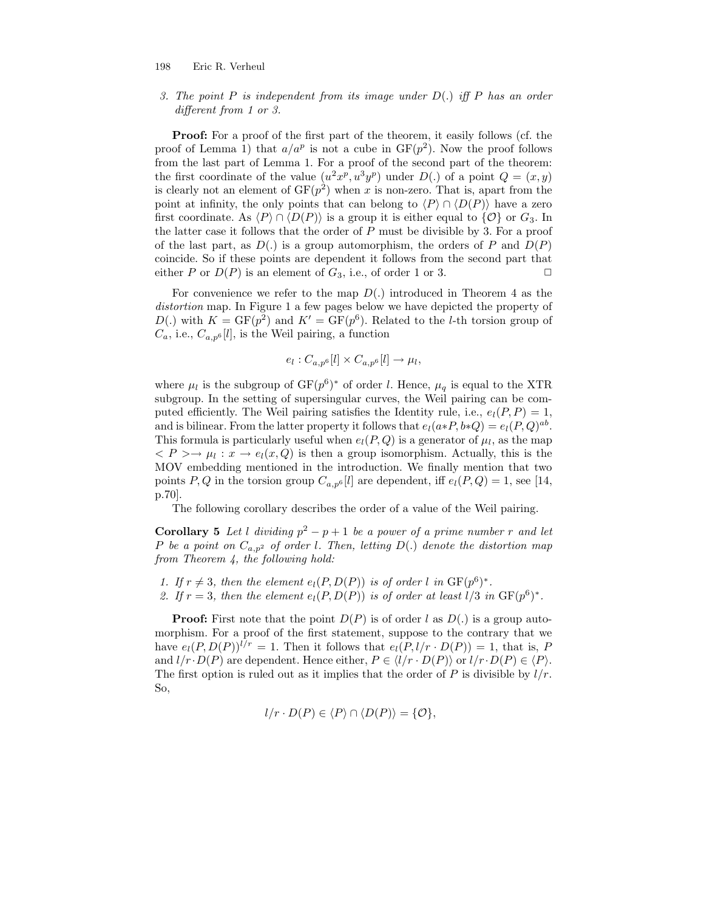3. *The point $P$ is independent from its image under $D(.)$ iff $P$ has an order different from 1 or 3.*

**Proof:** For a proof of the first part of the theorem, it easily follows (cf. the proof of Lemma 1) that $a/a^p$ is not a cube in $\mathrm{GF}(p^2)$. Now the proof follows from the last part of Lemma 1. For a proof of the second part of the theorem: the first coordinate of the value $(u^2x^p, u^3y^p)$ under $D(.)$ of a point $Q = (x, y)$ is clearly not an element of $\mathrm{GF}(p^2)$ when $x$ is non-zero. That is, apart from the point at infinity, the only points that can belong to $\langle P \rangle \cap \langle D(P) \rangle$ have a zero first coordinate. As $\langle P \rangle \cap \langle D(P) \rangle$ is a group it is either equal to $\{\mathcal{O}\}$ or $G_3$. In the latter case it follows that the order of $P$ must be divisible by 3. For a proof of the last part, as $D(.)$ is a group automorphism, the orders of $P$ and $D(P)$ coincide. So if these points are dependent it follows from the second part that either $P$ or $D(P)$ is an element of $G_3$, i.e., of order 1 or 3. □

For convenience we refer to the map $D(.)$ introduced in Theorem 4 as the *distortion* map. In Figure 1 a few pages below we have depicted the property of $D(.)$ with $K = \mathrm{GF}(p^2)$ and $K' = \mathrm{GF}(p^6)$. Related to the $l$-th torsion group of $C_a$, i.e., $C_{a,p^6}[l]$, is the Weil pairing, a function

$$e_l : C_{a,p^6}[l] \times C_{a,p^6}[l] \to \mu_l,$$

where $\mu_l$ is the subgroup of $\mathrm{GF}(p^6)^*$ of order $l$. Hence, $\mu_q$ is equal to the XTR subgroup. In the setting of supersingular curves, the Weil pairing can be computed efficiently. The Weil pairing satisfies the Identity rule, i.e., $e_l(P, P) = 1$, and is bilinear. From the latter property it follows that $e_l(a{*}P, b{*}Q) = e_l(P, Q)^{ab}$. This formula is particularly useful when $e_l(P, Q)$ is a generator of $\mu_l$, as the map $< P > \to \mu_l : x \to e_l(x, Q)$ is then a group isomorphism. Actually, this is the MOV embedding mentioned in the introduction. We finally mention that two points $P, Q$ in the torsion group $C_{a,p^6}[l]$ are dependent, iff $e_l(P, Q) = 1$, see [14, p.70].

The following corollary describes the order of a value of the Weil pairing.

**Corollary 5** *Let $l$ dividing $p^2 - p + 1$ be a power of a prime number $r$ and let $P$ be a point on $C_{a,p^2}$ of order $l$. Then, letting $D(.)$ denote the distortion map from Theorem 4, the following hold:*

1. *If $r \neq 3$, then the element $e_l(P, D(P))$ is of order $l$ in $\mathrm{GF}(p^6)^*$.*
2. *If $r = 3$, then the element $e_l(P, D(P))$ is of order at least $l/3$ in $\mathrm{GF}(p^6)^*$.*

**Proof:** First note that the point $D(P)$ is of order $l$ as $D(.)$ is a group automorphism. For a proof of the first statement, suppose to the contrary that we have $e_l(P, D(P))^{l/r} = 1$. Then it follows that $e_l(P, l/r \cdot D(P)) = 1$, that is, $P$ and $l/r \cdot D(P)$ are dependent. Hence either, $P \in \langle l/r \cdot D(P) \rangle$ or $l/r \cdot D(P) \in \langle P \rangle$. The first option is ruled out as it implies that the order of $P$ is divisible by $l/r$. So,

$$l/r \cdot D(P) \in \langle P \rangle \cap \langle D(P) \rangle = \{\mathcal{O}\},$$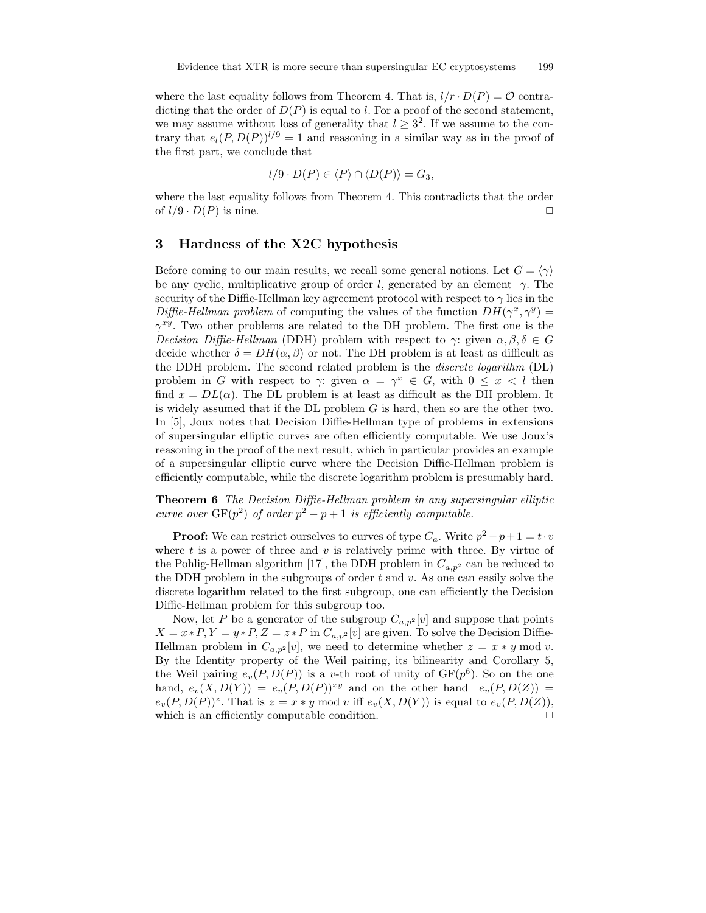where the last equality follows from Theorem 4. That is, $l/r \cdot D(P) = \mathcal{O}$ contradicting that the order of $D(P)$ is equal to $l$. For a proof of the second statement, we may assume without loss of generality that $l \geq 3^2$. If we assume to the contrary that $e_l(P, D(P))^{l/9} = 1$ and reasoning in a similar way as in the proof of the first part, we conclude that

$$l/9 \cdot D(P) \in \langle P \rangle \cap \langle D(P) \rangle = G_3,$$

where the last equality follows from Theorem 4. This contradicts that the order of $l/9 \cdot D(P)$ is nine. □

## 3 Hardness of the X2C hypothesis

Before coming to our main results, we recall some general notions. Let $G = \langle \gamma \rangle$ be any cyclic, multiplicative group of order $l$, generated by an element $\gamma$. The security of the Diffie-Hellman key agreement protocol with respect to $\gamma$ lies in the *Diffie-Hellman problem* of computing the values of the function $DH(\gamma^x, \gamma^y) = \gamma^{xy}$. Two other problems are related to the DH problem. The first one is the *Decision Diffie-Hellman* (DDH) problem with respect to $\gamma$: given $\alpha, \beta, \delta \in G$ decide whether $\delta = DH(\alpha, \beta)$ or not. The DH problem is at least as difficult as the DDH problem. The second related problem is the *discrete logarithm* (DL) problem in $G$ with respect to $\gamma$: given $\alpha = \gamma^x \in G$, with $0 \leq x < l$ then find $x = DL(\alpha)$. The DL problem is at least as difficult as the DH problem. It is widely assumed that if the DL problem $G$ is hard, then so are the other two. In [5], Joux notes that Decision Diffie-Hellman type of problems in extensions of supersingular elliptic curves are often efficiently computable. We use Joux's reasoning in the proof of the next result, which in particular provides an example of a supersingular elliptic curve where the Decision Diffie-Hellman problem is efficiently computable, while the discrete logarithm problem is presumably hard.

**Theorem 6** *The Decision Diffie-Hellman problem in any supersingular elliptic curve over* $\mathrm{GF}(p^2)$ *of order* $p^2 - p + 1$ *is efficiently computable.*

**Proof:** We can restrict ourselves to curves of type $C_a$. Write $p^2 - p + 1 = t \cdot v$ where $t$ is a power of three and $v$ is relatively prime with three. By virtue of the Pohlig-Hellman algorithm [17], the DDH problem in $C_{a,p^2}$ can be reduced to the DDH problem in the subgroups of order $t$ and $v$. As one can easily solve the discrete logarithm related to the first subgroup, one can efficiently the Decision Diffie-Hellman problem for this subgroup too.

Now, let $P$ be a generator of the subgroup $C_{a,p^2}[v]$ and suppose that points $X = x * P, Y = y * P, Z = z * P$ in $C_{a,p^2}[v]$ are given. To solve the Decision Diffie-Hellman problem in $C_{a,p^2}[v]$, we need to determine whether $z = x * y \bmod v$. By the Identity property of the Weil pairing, its bilinearity and Corollary 5, the Weil pairing $e_v(P, D(P))$ is a $v$-th root of unity of $\mathrm{GF}(p^6)$. So on the one hand, $e_v(X, D(Y)) = e_v(P, D(P))^{xy}$ and on the other hand $e_v(P, D(Z)) = e_v(P, D(P))^z$. That is $z = x * y \bmod v$ iff $e_v(X, D(Y))$ is equal to $e_v(P, D(Z))$, which is an efficiently computable condition. □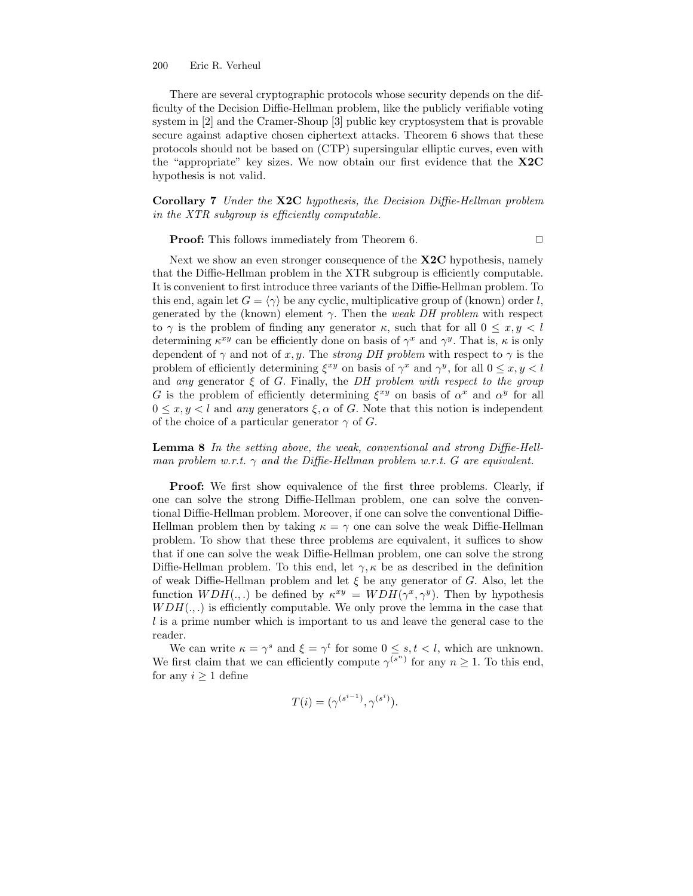There are several cryptographic protocols whose security depends on the difficulty of the Decision Diffie-Hellman problem, like the publicly verifiable voting system in [2] and the Cramer-Shoup [3] public key cryptosystem that is provable secure against adaptive chosen ciphertext attacks. Theorem 6 shows that these protocols should not be based on (CTP) supersingular elliptic curves, even with the "appropriate" key sizes. We now obtain our first evidence that the **X2C** hypothesis is not valid.

**Corollary 7** *Under the* **X2C** *hypothesis, the Decision Diffie-Hellman problem in the XTR subgroup is efficiently computable.*

**Proof:** This follows immediately from Theorem 6. □

Next we show an even stronger consequence of the **X2C** hypothesis, namely that the Diffie-Hellman problem in the XTR subgroup is efficiently computable. It is convenient to first introduce three variants of the Diffie-Hellman problem. To this end, again let $G = \langle\gamma\rangle$ be any cyclic, multiplicative group of (known) order $l$, generated by the (known) element $\gamma$. Then the *weak DH problem* with respect to $\gamma$ is the problem of finding any generator $\kappa$, such that for all $0 \leq x, y < l$ determining $\kappa^{xy}$ can be efficiently done on basis of $\gamma^x$ and $\gamma^y$. That is, $\kappa$ is only dependent of $\gamma$ and not of $x, y$. The *strong DH problem* with respect to $\gamma$ is the problem of efficiently determining $\xi^{xy}$ on basis of $\gamma^x$ and $\gamma^y$, for all $0 \leq x, y < l$ and *any* generator $\xi$ of $G$. Finally, the *DH problem with respect to the group* $G$ is the problem of efficiently determining $\xi^{xy}$ on basis of $\alpha^x$ and $\alpha^y$ for all $0 \leq x, y < l$ and *any* generators $\xi, \alpha$ of $G$. Note that this notion is independent of the choice of a particular generator $\gamma$ of $G$.

**Lemma 8** *In the setting above, the weak, conventional and strong Diffie-Hellman problem w.r.t. $\gamma$ and the Diffie-Hellman problem w.r.t. $G$ are equivalent.*

**Proof:** We first show equivalence of the first three problems. Clearly, if one can solve the strong Diffie-Hellman problem, one can solve the conventional Diffie-Hellman problem. Moreover, if one can solve the conventional Diffie-Hellman problem then by taking $\kappa = \gamma$ one can solve the weak Diffie-Hellman problem. To show that these three problems are equivalent, it suffices to show that if one can solve the weak Diffie-Hellman problem, one can solve the strong Diffie-Hellman problem. To this end, let $\gamma, \kappa$ be as described in the definition of weak Diffie-Hellman problem and let $\xi$ be any generator of $G$. Also, let the function $WDH(.,.)$ be defined by $\kappa^{xy} = WDH(\gamma^x, \gamma^y)$. Then by hypothesis $WDH(.,.)$ is efficiently computable. We only prove the lemma in the case that $l$ is a prime number which is important to us and leave the general case to the reader.

We can write $\kappa = \gamma^s$ and $\xi = \gamma^t$ for some $0 \leq s, t < l$, which are unknown. We first claim that we can efficiently compute $\gamma^{(s^n)}$ for any $n \geq 1$. To this end, for any $i \geq 1$ define

$$T(i) = (\gamma^{(s^{i-1})}, \gamma^{(s^i)}).$$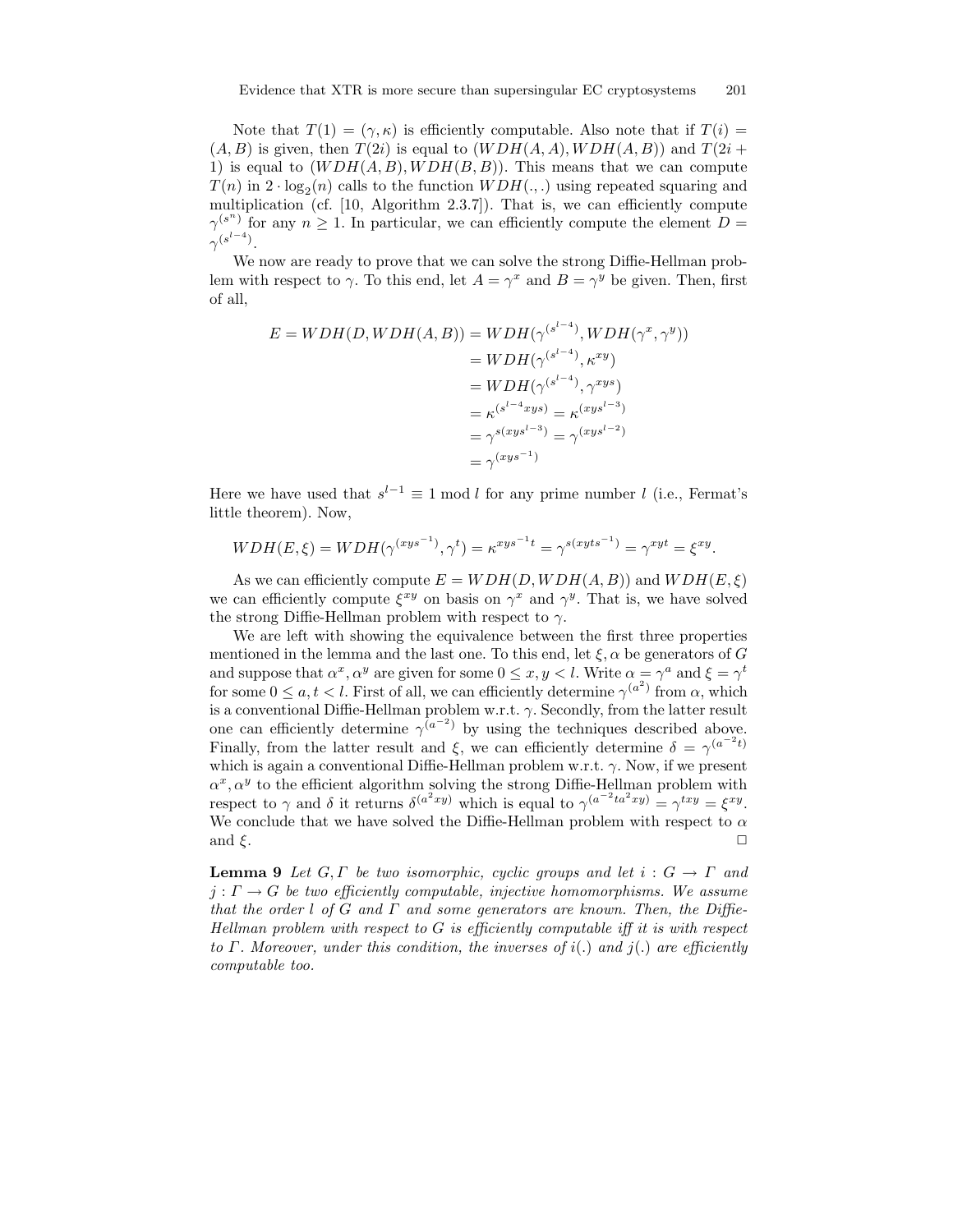Note that $T(1) = (\gamma, \kappa)$ is efficiently computable. Also note that if $T(i) = (A, B)$ is given, then $T(2i)$ is equal to $(WDH(A, A), WDH(A, B))$ and $T(2i + 1)$ is equal to $(WDH(A, B), WDH(B, B))$. This means that we can compute $T(n)$ in $2 \cdot \log_2(n)$ calls to the function $WDH(.,.)$ using repeated squaring and multiplication (cf. [10, Algorithm 2.3.7]). That is, we can efficiently compute $\gamma^{(s^n)}$ for any $n \geq 1$. In particular, we can efficiently compute the element $D = \gamma^{(s^{l-4})}$.

We now are ready to prove that we can solve the strong Diffie-Hellman problem with respect to $\gamma$. To this end, let $A = \gamma^x$ and $B = \gamma^y$ be given. Then, first of all,

$$
\begin{aligned}
E = WDH(D, WDH(A, B)) &= WDH(\gamma^{(s^{l-4})}, WDH(\gamma^x, \gamma^y)) \\
&= WDH(\gamma^{(s^{l-4})}, \kappa^{xy}) \\
&= WDH(\gamma^{(s^{l-4})}, \gamma^{xys}) \\
&= \kappa^{(s^{l-4}xys)} = \kappa^{(xys^{l-3})} \\
&= \gamma^{s(xys^{l-3})} = \gamma^{(xys^{l-2})} \\
&= \gamma^{(xys^{-1})}
\end{aligned}
$$

Here we have used that $s^{l-1} \equiv 1 \bmod l$ for any prime number $l$ (i.e., Fermat's little theorem). Now,

$$
WDH(E, \xi) = WDH(\gamma^{(xys^{-1})}, \gamma^t) = \kappa^{xys^{-1}t} = \gamma^{s(xyts^{-1})} = \gamma^{xyt} = \xi^{xy}.
$$

As we can efficiently compute $E = WDH(D, WDH(A, B))$ and $WDH(E, \xi)$ we can efficiently compute $\xi^{xy}$ on basis on $\gamma^x$ and $\gamma^y$. That is, we have solved the strong Diffie-Hellman problem with respect to $\gamma$.

We are left with showing the equivalence between the first three properties mentioned in the lemma and the last one. To this end, let $\xi, \alpha$ be generators of $G$ and suppose that $\alpha^x, \alpha^y$ are given for some $0 \leq x, y < l$. Write $\alpha = \gamma^a$ and $\xi = \gamma^t$ for some $0 \leq a, t < l$. First of all, we can efficiently determine $\gamma^{(a^2)}$ from $\alpha$, which is a conventional Diffie-Hellman problem w.r.t. $\gamma$. Secondly, from the latter result one can efficiently determine $\gamma^{(a^{-2})}$ by using the techniques described above. Finally, from the latter result and $\xi$, we can efficiently determine $\delta = \gamma^{(a^{-2}t)}$ which is again a conventional Diffie-Hellman problem w.r.t. $\gamma$. Now, if we present $\alpha^x, \alpha^y$ to the efficient algorithm solving the strong Diffie-Hellman problem with respect to $\gamma$ and $\delta$ it returns $\delta^{(a^2xy)}$ which is equal to $\gamma^{(a^{-2}ta^2xy)} = \gamma^{txy} = \xi^{xy}$. We conclude that we have solved the Diffie-Hellman problem with respect to $\alpha$ and $\xi$. □

**Lemma 9** *Let $G, \Gamma$ be two isomorphic, cyclic groups and let $i : G \to \Gamma$ and $j : \Gamma \to G$ be two efficiently computable, injective homomorphisms. We assume that the order $l$ of $G$ and $\Gamma$ and some generators are known. Then, the Diffie-Hellman problem with respect to $G$ is efficiently computable iff it is with respect to $\Gamma$. Moreover, under this condition, the inverses of $i(.)$ and $j(.)$ are efficiently computable too.*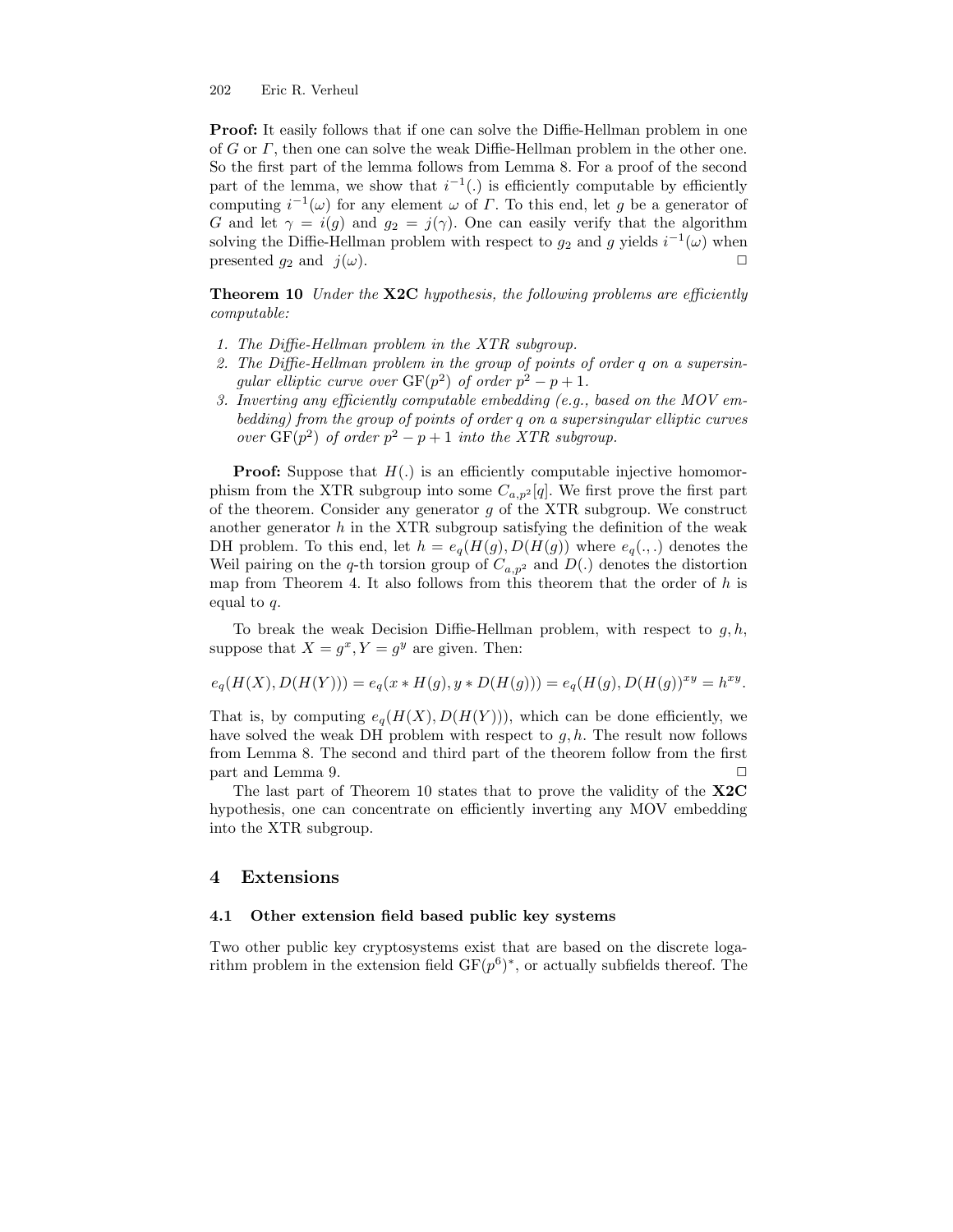**Proof:** It easily follows that if one can solve the Diffie-Hellman problem in one of $G$ or $\Gamma$, then one can solve the weak Diffie-Hellman problem in the other one. So the first part of the lemma follows from Lemma 8. For a proof of the second part of the lemma, we show that $i^{-1}(.)$ is efficiently computable by efficiently computing $i^{-1}(\omega)$ for any element $\omega$ of $\Gamma$. To this end, let $g$ be a generator of $G$ and let $\gamma = i(g)$ and $g_2 = j(\gamma)$. One can easily verify that the algorithm solving the Diffie-Hellman problem with respect to $g_2$ and $g$ yields $i^{-1}(\omega)$ when presented $g_2$ and $j(\omega)$. □

**Theorem 10** *Under the* **X2C** *hypothesis, the following problems are efficiently computable:*

1. *The Diffie-Hellman problem in the XTR subgroup.*
2. *The Diffie-Hellman problem in the group of points of order $q$ on a supersingular elliptic curve over $\mathrm{GF}(p^2)$ of order $p^2 - p + 1$.*
3. *Inverting any efficiently computable embedding (e.g., based on the MOV embedding) from the group of points of order $q$ on a supersingular elliptic curves over $\mathrm{GF}(p^2)$ of order $p^2 - p + 1$ into the XTR subgroup.*

**Proof:** Suppose that $H(.)$ is an efficiently computable injective homomorphism from the XTR subgroup into some $C_{a,p^2}[q]$. We first prove the first part of the theorem. Consider any generator $g$ of the XTR subgroup. We construct another generator $h$ in the XTR subgroup satisfying the definition of the weak DH problem. To this end, let $h = e_q(H(g), D(H(g))$ where $e_q(.,.)$ denotes the Weil pairing on the $q$-th torsion group of $C_{a,p^2}$ and $D(.)$ denotes the distortion map from Theorem 4. It also follows from this theorem that the order of $h$ is equal to $q$.

To break the weak Decision Diffie-Hellman problem, with respect to $g, h$, suppose that $X = g^x, Y = g^y$ are given. Then:

$$e_q(H(X), D(H(Y))) = e_q(x * H(g), y * D(H(g))) = e_q(H(g), D(H(g))^{xy} = h^{xy}.$$

That is, by computing $e_q(H(X), D(H(Y)))$, which can be done efficiently, we have solved the weak DH problem with respect to $g, h$. The result now follows from Lemma 8. The second and third part of the theorem follow from the first part and Lemma 9. □

The last part of Theorem 10 states that to prove the validity of the **X2C** hypothesis, one can concentrate on efficiently inverting any MOV embedding into the XTR subgroup.

## 4 Extensions

### 4.1 Other extension field based public key systems

Two other public key cryptosystems exist that are based on the discrete logarithm problem in the extension field $\mathrm{GF}(p^6)^*$, or actually subfields thereof. The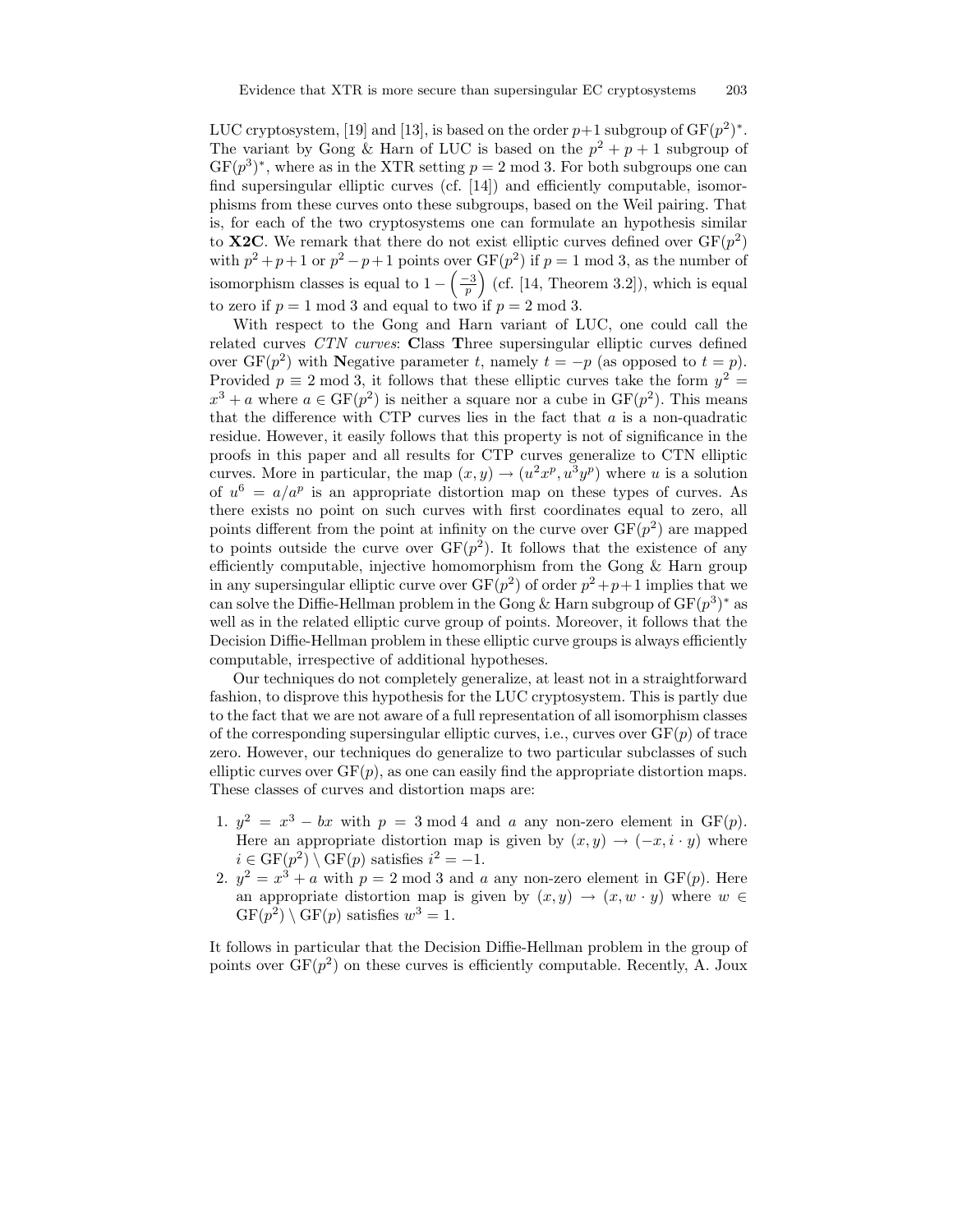LUC cryptosystem, [19] and [13], is based on the order $p+1$ subgroup of $\mathrm{GF}(p^2)^*$. The variant by Gong & Harn of LUC is based on the $p^2+p+1$ subgroup of $\mathrm{GF}(p^3)^*$, where as in the XTR setting $p = 2 \bmod 3$. For both subgroups one can find supersingular elliptic curves (cf. [14]) and efficiently computable, isomorphisms from these curves onto these subgroups, based on the Weil pairing. That is, for each of the two cryptosystems one can formulate an hypothesis similar to **X2C**. We remark that there do not exist elliptic curves defined over $\mathrm{GF}(p^2)$ with $p^2+p+1$ or $p^2-p+1$ points over $\mathrm{GF}(p^2)$ if $p = 1 \bmod 3$, as the number of isomorphism classes is equal to $1 - \left(\frac{-3}{p}\right)$ (cf. [14, Theorem 3.2]), which is equal to zero if $p = 1 \bmod 3$ and equal to two if $p = 2 \bmod 3$.

With respect to the Gong and Harn variant of LUC, one could call the related curves *CTN curves*: **C**lass **T**hree supersingular elliptic curves defined over $\mathrm{GF}(p^2)$ with **N**egative parameter $t$, namely $t = -p$ (as opposed to $t = p$). Provided $p \equiv 2 \bmod 3$, it follows that these elliptic curves take the form $y^2 = x^3 + a$ where $a \in \mathrm{GF}(p^2)$ is neither a square nor a cube in $\mathrm{GF}(p^2)$. This means that the difference with CTP curves lies in the fact that $a$ is a non-quadratic residue. However, it easily follows that this property is not of significance in the proofs in this paper and all results for CTP curves generalize to CTN elliptic curves. More in particular, the map $(x, y) \to (u^2 x^p, u^3 y^p)$ where $u$ is a solution of $u^6 = a/a^p$ is an appropriate distortion map on these types of curves. As there exists no point on such curves with first coordinates equal to zero, all points different from the point at infinity on the curve over $\mathrm{GF}(p^2)$ are mapped to points outside the curve over $\mathrm{GF}(p^2)$. It follows that the existence of any efficiently computable, injective homomorphism from the Gong & Harn group in any supersingular elliptic curve over $\mathrm{GF}(p^2)$ of order $p^2+p+1$ implies that we can solve the Diffie-Hellman problem in the Gong & Harn subgroup of $\mathrm{GF}(p^3)^*$ as well as in the related elliptic curve group of points. Moreover, it follows that the Decision Diffie-Hellman problem in these elliptic curve groups is always efficiently computable, irrespective of additional hypotheses.

Our techniques do not completely generalize, at least not in a straightforward fashion, to disprove this hypothesis for the LUC cryptosystem. This is partly due to the fact that we are not aware of a full representation of all isomorphism classes of the corresponding supersingular elliptic curves, i.e., curves over $\mathrm{GF}(p)$ of trace zero. However, our techniques do generalize to two particular subclasses of such elliptic curves over $\mathrm{GF}(p)$, as one can easily find the appropriate distortion maps. These classes of curves and distortion maps are:

1. $y^2 = x^3 - bx$ with $p = 3 \bmod 4$ and $a$ any non-zero element in $\mathrm{GF}(p)$. Here an appropriate distortion map is given by $(x, y) \to (-x, i \cdot y)$ where $i \in \mathrm{GF}(p^2) \setminus \mathrm{GF}(p)$ satisfies $i^2 = -1$.
2. $y^2 = x^3 + a$ with $p = 2 \bmod 3$ and $a$ any non-zero element in $\mathrm{GF}(p)$. Here an appropriate distortion map is given by $(x, y) \to (x, w \cdot y)$ where $w \in \mathrm{GF}(p^2) \setminus \mathrm{GF}(p)$ satisfies $w^3 = 1$.

It follows in particular that the Decision Diffie-Hellman problem in the group of points over $\mathrm{GF}(p^2)$ on these curves is efficiently computable. Recently, A. Joux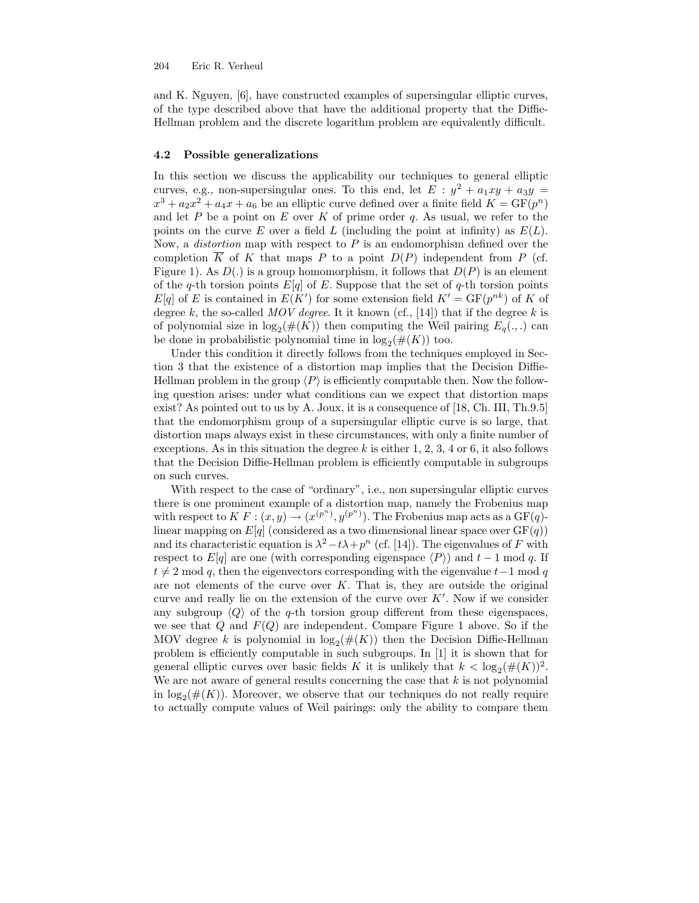and K. Nguyen, [6], have constructed examples of supersingular elliptic curves, of the type described above that have the additional property that the Diffie-Hellman problem and the discrete logarithm problem are equivalently difficult.

### 4.2 Possible generalizations

In this section we discuss the applicability our techniques to general elliptic curves, e.g., non-supersingular ones. To this end, let $E : y^2 + a_1xy + a_3y = x^3 + a_2x^2 + a_4x + a_6$ be an elliptic curve defined over a finite field $K = \mathrm{GF}(p^n)$ and let $P$ be a point on $E$ over $K$ of prime order $q$. As usual, we refer to the points on the curve $E$ over a field $L$ (including the point at infinity) as $E(L)$. Now, a *distortion* map with respect to $P$ is an endomorphism defined over the completion $\overline{K}$ of $K$ that maps $P$ to a point $D(P)$ independent from $P$ (cf. Figure 1). As $D(.)$ is a group homomorphism, it follows that $D(P)$ is an element of the $q$-th torsion points $E[q]$ of $E$. Suppose that the set of $q$-th torsion points $E[q]$ of $E$ is contained in $E(K')$ for some extension field $K' = \mathrm{GF}(p^{nk})$ of $K$ of degree $k$, the so-called *MOV degree*. It it known (cf., [14]) that if the degree $k$ is of polynomial size in $\log_2(\#(K))$ then computing the Weil pairing $E_q(.,.)$ can be done in probabilistic polynomial time in $\log_2(\#(K))$ too.

Under this condition it directly follows from the techniques employed in Section 3 that the existence of a distortion map implies that the Decision Diffie-Hellman problem in the group $\langle P \rangle$ is efficiently computable then. Now the following question arises: under what conditions can we expect that distortion maps exist? As pointed out to us by A. Joux, it is a consequence of [18, Ch. III, Th.9.5] that the endomorphism group of a supersingular elliptic curve is so large, that distortion maps always exist in these circumstances, with only a finite number of exceptions. As in this situation the degree $k$ is either 1, 2, 3, 4 or 6, it also follows that the Decision Diffie-Hellman problem is efficiently computable in subgroups on such curves.

With respect to the case of "ordinary", i.e., non supersingular elliptic curves there is one prominent example of a distortion map, namely the Frobenius map with respect to $K$ $F : (x, y) \to (x^{(p^n)}, y^{(p^n)})$. The Frobenius map acts as a $\mathrm{GF}(q)$-linear mapping on $E[q]$ (considered as a two dimensional linear space over $\mathrm{GF}(q)$) and its characteristic equation is $\lambda^2 - t\lambda + p^n$ (cf. [14]). The eigenvalues of $F$ with respect to $E[q]$ are one (with corresponding eigenspace $\langle P \rangle$) and $t - 1 \bmod q$. If $t \neq 2 \bmod q$, then the eigenvectors corresponding with the eigenvalue $t-1 \bmod q$ are not elements of the curve over $K$. That is, they are outside the original curve and really lie on the extension of the curve over $K'$. Now if we consider any subgroup $\langle Q \rangle$ of the $q$-th torsion group different from these eigenspaces, we see that $Q$ and $F(Q)$ are independent. Compare Figure 1 above. So if the MOV degree $k$ is polynomial in $\log_2(\#(K))$ then the Decision Diffie-Hellman problem is efficiently computable in such subgroups. In [1] it is shown that for general elliptic curves over basic fields $K$ it is unlikely that $k < \log_2(\#(K))^2$. We are not aware of general results concerning the case that $k$ is not polynomial in $\log_2(\#(K))$. Moreover, we observe that our techniques do not really require to actually compute values of Weil pairings: only the ability to compare them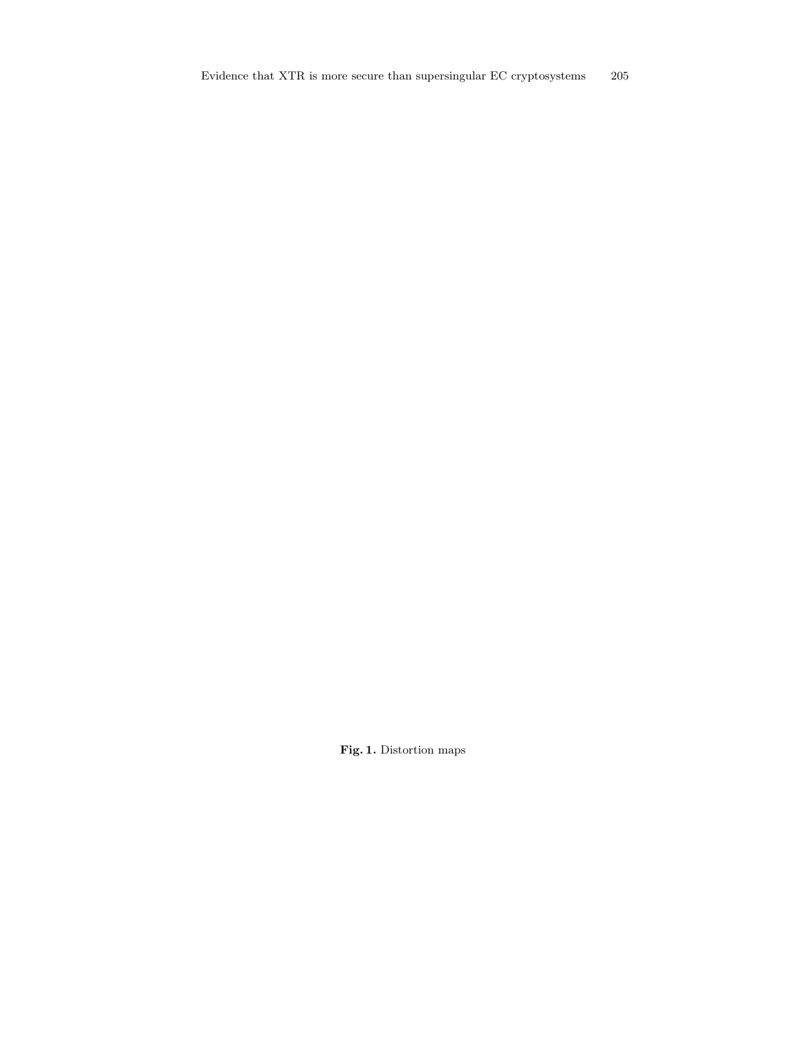**Fig. 1.** Distortion maps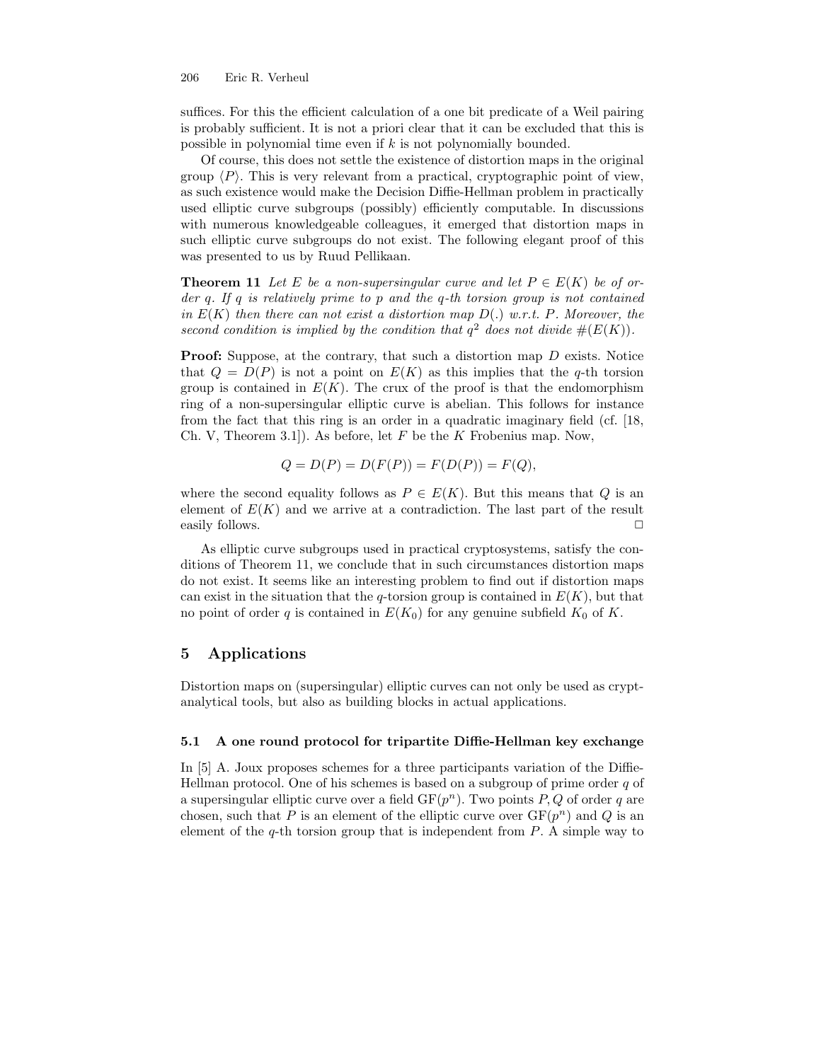suffices. For this the efficient calculation of a one bit predicate of a Weil pairing is probably sufficient. It is not a priori clear that it can be excluded that this is possible in polynomial time even if $k$ is not polynomially bounded.

Of course, this does not settle the existence of distortion maps in the original group $\langle P \rangle$. This is very relevant from a practical, cryptographic point of view, as such existence would make the Decision Diffie-Hellman problem in practically used elliptic curve subgroups (possibly) efficiently computable. In discussions with numerous knowledgeable colleagues, it emerged that distortion maps in such elliptic curve subgroups do not exist. The following elegant proof of this was presented to us by Ruud Pellikaan.

**Theorem 11** *Let $E$ be a non-supersingular curve and let $P \in E(K)$ be of order $q$. If $q$ is relatively prime to $p$ and the $q$-th torsion group is not contained in $E(K)$ then there can not exist a distortion map $D(.)$ w.r.t. $P$. Moreover, the second condition is implied by the condition that $q^2$ does not divide $\#(E(K))$.*

**Proof:** Suppose, at the contrary, that such a distortion map $D$ exists. Notice that $Q = D(P)$ is not a point on $E(K)$ as this implies that the $q$-th torsion group is contained in $E(K)$. The crux of the proof is that the endomorphism ring of a non-supersingular elliptic curve is abelian. This follows for instance from the fact that this ring is an order in a quadratic imaginary field (cf. [18, Ch. V, Theorem 3.1]). As before, let $F$ be the $K$ Frobenius map. Now,

$$Q = D(P) = D(F(P)) = F(D(P)) = F(Q),$$

where the second equality follows as $P \in E(K)$. But this means that $Q$ is an element of $E(K)$ and we arrive at a contradiction. The last part of the result easily follows. $\square$

As elliptic curve subgroups used in practical cryptosystems, satisfy the conditions of Theorem 11, we conclude that in such circumstances distortion maps do not exist. It seems like an interesting problem to find out if distortion maps can exist in the situation that the $q$-torsion group is contained in $E(K)$, but that no point of order $q$ is contained in $E(K_0)$ for any genuine subfield $K_0$ of $K$.

## 5 Applications

Distortion maps on (supersingular) elliptic curves can not only be used as cryptanalytical tools, but also as building blocks in actual applications.

### 5.1 A one round protocol for tripartite Diffie-Hellman key exchange

In [5] A. Joux proposes schemes for a three participants variation of the Diffie-Hellman protocol. One of his schemes is based on a subgroup of prime order $q$ of a supersingular elliptic curve over a field $\mathrm{GF}(p^n)$. Two points $P, Q$ of order $q$ are chosen, such that $P$ is an element of the elliptic curve over $\mathrm{GF}(p^n)$ and $Q$ is an element of the $q$-th torsion group that is independent from $P$. A simple way to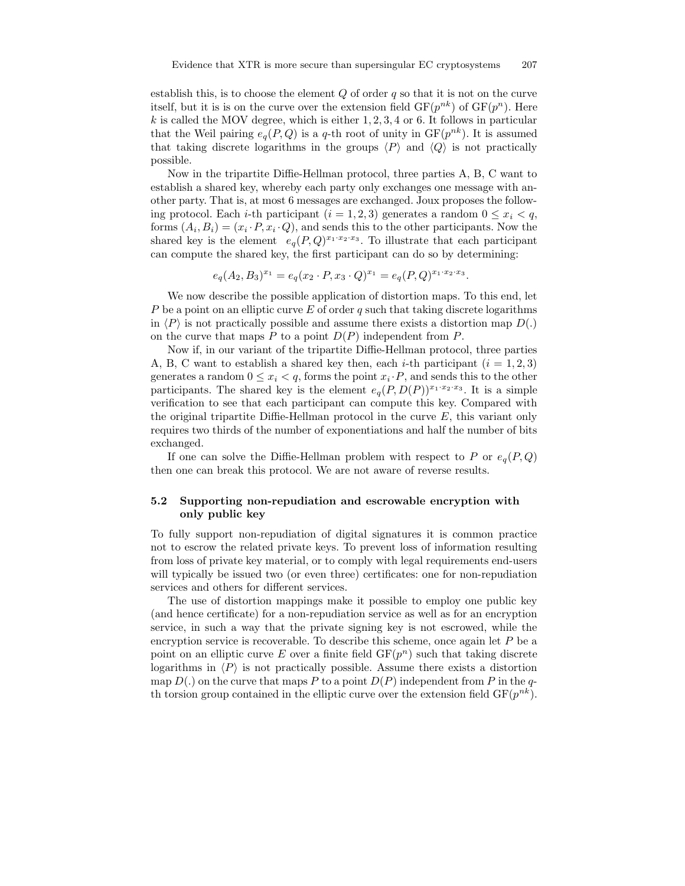establish this, is to choose the element $Q$ of order $q$ so that it is not on the curve itself, but it is is on the curve over the extension field $\mathrm{GF}(p^{nk})$ of $\mathrm{GF}(p^n)$. Here $k$ is called the MOV degree, which is either $1, 2, 3, 4$ or $6$. It follows in particular that the Weil pairing $e_q(P, Q)$ is a $q$-th root of unity in $\mathrm{GF}(p^{nk})$. It is assumed that taking discrete logarithms in the groups $\langle P \rangle$ and $\langle Q \rangle$ is not practically possible.

Now in the tripartite Diffie-Hellman protocol, three parties A, B, C want to establish a shared key, whereby each party only exchanges one message with another party. That is, at most 6 messages are exchanged. Joux proposes the following protocol. Each $i$-th participant ($i = 1, 2, 3$) generates a random $0 \leq x_i < q$, forms $(A_i, B_i) = (x_i \cdot P, x_i \cdot Q)$, and sends this to the other participants. Now the shared key is the element $e_q(P, Q)^{x_1 \cdot x_2 \cdot x_3}$. To illustrate that each participant can compute the shared key, the first participant can do so by determining:

$$e_q(A_2, B_3)^{x_1} = e_q(x_2 \cdot P, x_3 \cdot Q)^{x_1} = e_q(P, Q)^{x_1 \cdot x_2 \cdot x_3}.$$

We now describe the possible application of distortion maps. To this end, let $P$ be a point on an elliptic curve $E$ of order $q$ such that taking discrete logarithms in $\langle P \rangle$ is not practically possible and assume there exists a distortion map $D(.)$ on the curve that maps $P$ to a point $D(P)$ independent from $P$.

Now if, in our variant of the tripartite Diffie-Hellman protocol, three parties A, B, C want to establish a shared key then, each $i$-th participant ($i = 1, 2, 3$) generates a random $0 \leq x_i < q$, forms the point $x_i \cdot P$, and sends this to the other participants. The shared key is the element $e_q(P, D(P))^{x_1 \cdot x_2 \cdot x_3}$. It is a simple verification to see that each participant can compute this key. Compared with the original tripartite Diffie-Hellman protocol in the curve $E$, this variant only requires two thirds of the number of exponentiations and half the number of bits exchanged.

If one can solve the Diffie-Hellman problem with respect to $P$ or $e_q(P, Q)$ then one can break this protocol. We are not aware of reverse results.

### 5.2 Supporting non-repudiation and escrowable encryption with only public key

To fully support non-repudiation of digital signatures it is common practice not to escrow the related private keys. To prevent loss of information resulting from loss of private key material, or to comply with legal requirements end-users will typically be issued two (or even three) certificates: one for non-repudiation services and others for different services.

The use of distortion mappings make it possible to employ one public key (and hence certificate) for a non-repudiation service as well as for an encryption service, in such a way that the private signing key is not escrowed, while the encryption service is recoverable. To describe this scheme, once again let $P$ be a point on an elliptic curve $E$ over a finite field $\mathrm{GF}(p^n)$ such that taking discrete logarithms in $\langle P \rangle$ is not practically possible. Assume there exists a distortion map $D(.)$ on the curve that maps $P$ to a point $D(P)$ independent from $P$ in the $q$-th torsion group contained in the elliptic curve over the extension field $\mathrm{GF}(p^{nk})$.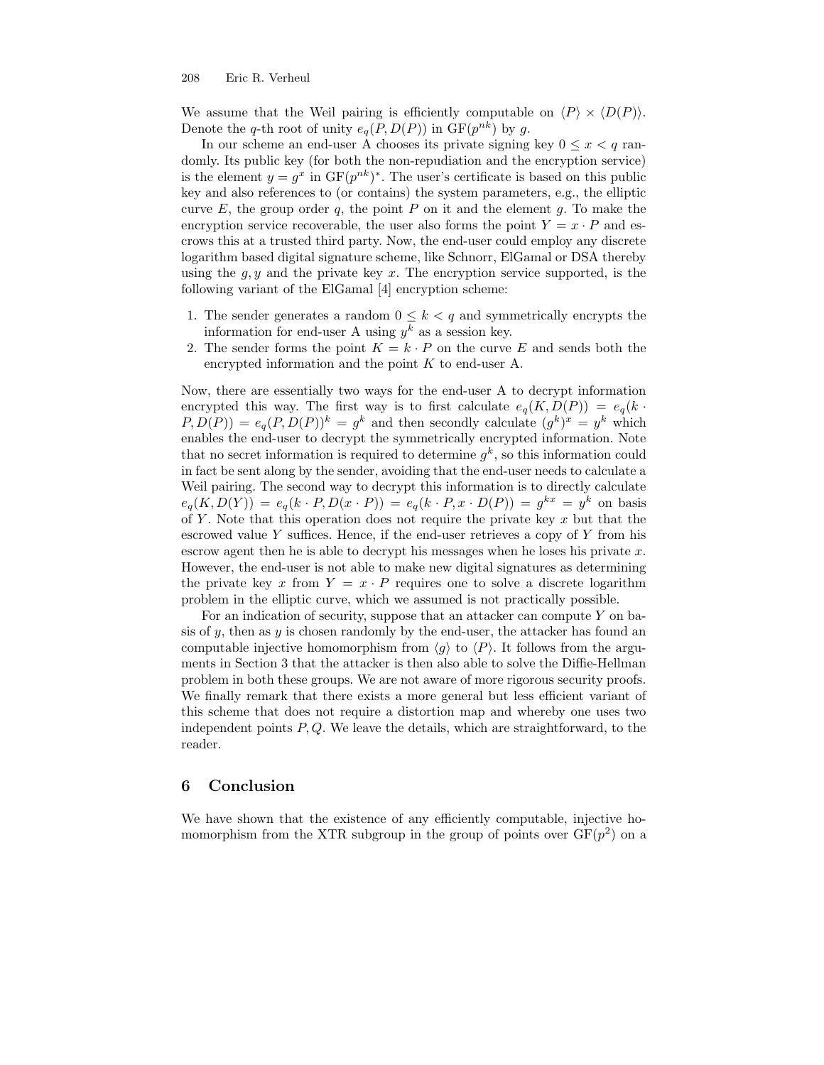We assume that the Weil pairing is efficiently computable on $\langle P \rangle \times \langle D(P) \rangle$. Denote the $q$-th root of unity $e_q(P, D(P))$ in $\mathrm{GF}(p^{nk})$ by $g$.

In our scheme an end-user A chooses its private signing key $0 \le x < q$ randomly. Its public key (for both the non-repudiation and the encryption service) is the element $y = g^x$ in $\mathrm{GF}(p^{nk})^*$. The user's certificate is based on this public key and also references to (or contains) the system parameters, e.g., the elliptic curve $E$, the group order $q$, the point $P$ on it and the element $g$. To make the encryption service recoverable, the user also forms the point $Y = x \cdot P$ and escrows this at a trusted third party. Now, the end-user could employ any discrete logarithm based digital signature scheme, like Schnorr, ElGamal or DSA thereby using the $g, y$ and the private key $x$. The encryption service supported, is the following variant of the ElGamal [4] encryption scheme:

1. The sender generates a random $0 \le k < q$ and symmetrically encrypts the information for end-user A using $y^k$ as a session key.
2. The sender forms the point $K = k \cdot P$ on the curve $E$ and sends both the encrypted information and the point $K$ to end-user A.

Now, there are essentially two ways for the end-user A to decrypt information encrypted this way. The first way is to first calculate $e_q(K, D(P)) = e_q(k \cdot P, D(P)) = e_q(P, D(P))^k = g^k$ and then secondly calculate $(g^k)^x = y^k$ which enables the end-user to decrypt the symmetrically encrypted information. Note that no secret information is required to determine $g^k$, so this information could in fact be sent along by the sender, avoiding that the end-user needs to calculate a Weil pairing. The second way to decrypt this information is to directly calculate $e_q(K, D(Y)) = e_q(k \cdot P, D(x \cdot P)) = e_q(k \cdot P, x \cdot D(P)) = g^{kx} = y^k$ on basis of $Y$. Note that this operation does not require the private key $x$ but that the escrowed value $Y$ suffices. Hence, if the end-user retrieves a copy of $Y$ from his escrow agent then he is able to decrypt his messages when he loses his private $x$. However, the end-user is not able to make new digital signatures as determining the private key $x$ from $Y = x \cdot P$ requires one to solve a discrete logarithm problem in the elliptic curve, which we assumed is not practically possible.

For an indication of security, suppose that an attacker can compute $Y$ on basis of $y$, then as $y$ is chosen randomly by the end-user, the attacker has found an computable injective homomorphism from $\langle g \rangle$ to $\langle P \rangle$. It follows from the arguments in Section 3 that the attacker is then also able to solve the Diffie-Hellman problem in both these groups. We are not aware of more rigorous security proofs. We finally remark that there exists a more general but less efficient variant of this scheme that does not require a distortion map and whereby one uses two independent points $P, Q$. We leave the details, which are straightforward, to the reader.

## 6 Conclusion

We have shown that the existence of any efficiently computable, injective homomorphism from the XTR subgroup in the group of points over $\mathrm{GF}(p^2)$ on a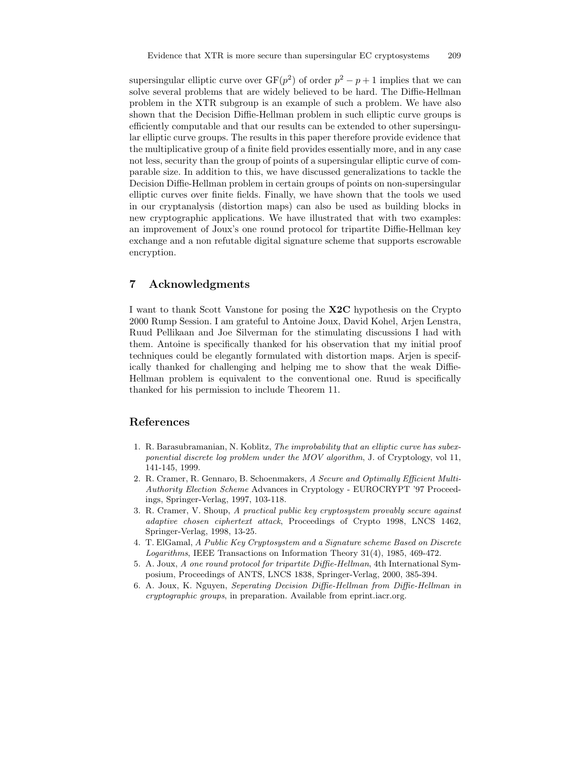supersingular elliptic curve over $\mathrm{GF}(p^2)$ of order $p^2 - p + 1$ implies that we can solve several problems that are widely believed to be hard. The Diffie-Hellman problem in the XTR subgroup is an example of such a problem. We have also shown that the Decision Diffie-Hellman problem in such elliptic curve groups is efficiently computable and that our results can be extended to other supersingular elliptic curve groups. The results in this paper therefore provide evidence that the multiplicative group of a finite field provides essentially more, and in any case not less, security than the group of points of a supersingular elliptic curve of comparable size. In addition to this, we have discussed generalizations to tackle the Decision Diffie-Hellman problem in certain groups of points on non-supersingular elliptic curves over finite fields. Finally, we have shown that the tools we used in our cryptanalysis (distortion maps) can also be used as building blocks in new cryptographic applications. We have illustrated that with two examples: an improvement of Joux's one round protocol for tripartite Diffie-Hellman key exchange and a non refutable digital signature scheme that supports escrowable encryption.

## 7 Acknowledgments

I want to thank Scott Vanstone for posing the **X2C** hypothesis on the Crypto 2000 Rump Session. I am grateful to Antoine Joux, David Kohel, Arjen Lenstra, Ruud Pellikaan and Joe Silverman for the stimulating discussions I had with them. Antoine is specifically thanked for his observation that my initial proof techniques could be elegantly formulated with distortion maps. Arjen is specifically thanked for challenging and helping me to show that the weak Diffie-Hellman problem is equivalent to the conventional one. Ruud is specifically thanked for his permission to include Theorem 11.

## References

1. R. Barasubramanian, N. Koblitz, *The improbability that an elliptic curve has subexponential discrete log problem under the MOV algorithm*, J. of Cryptology, vol 11, 141-145, 1999.
2. R. Cramer, R. Gennaro, B. Schoenmakers, *A Secure and Optimally Efficient Multi-Authority Election Scheme* Advances in Cryptology - EUROCRYPT '97 Proceedings, Springer-Verlag, 1997, 103-118.
3. R. Cramer, V. Shoup, *A practical public key cryptosystem provably secure against adaptive chosen ciphertext attack*, Proceedings of Crypto 1998, LNCS 1462, Springer-Verlag, 1998, 13-25.
4. T. ElGamal, *A Public Key Cryptosystem and a Signature scheme Based on Discrete Logarithms*, IEEE Transactions on Information Theory 31(4), 1985, 469-472.
5. A. Joux, *A one round protocol for tripartite Diffie-Hellman*, 4th International Symposium, Proceedings of ANTS, LNCS 1838, Springer-Verlag, 2000, 385-394.
6. A. Joux, K. Nguyen, *Seperating Decision Diffie-Hellman from Diffie-Hellman in cryptographic groups*, in preparation. Available from eprint.iacr.org.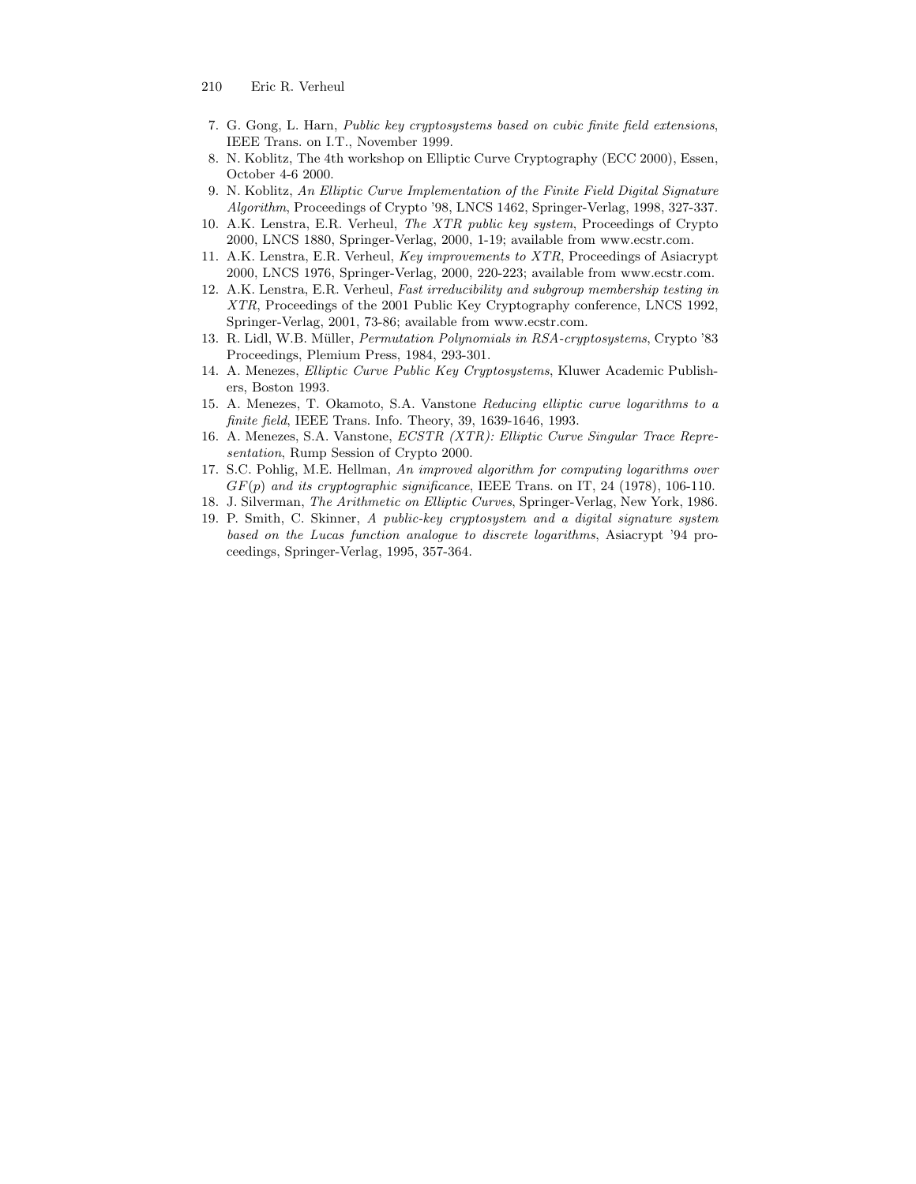7. G. Gong, L. Harn, *Public key cryptosystems based on cubic finite field extensions*, IEEE Trans. on I.T., November 1999.
8. N. Koblitz, The 4th workshop on Elliptic Curve Cryptography (ECC 2000), Essen, October 4-6 2000.
9. N. Koblitz, *An Elliptic Curve Implementation of the Finite Field Digital Signature Algorithm*, Proceedings of Crypto '98, LNCS 1462, Springer-Verlag, 1998, 327-337.
10. A.K. Lenstra, E.R. Verheul, *The XTR public key system*, Proceedings of Crypto 2000, LNCS 1880, Springer-Verlag, 2000, 1-19; available from www.ecstr.com.
11. A.K. Lenstra, E.R. Verheul, *Key improvements to XTR*, Proceedings of Asiacrypt 2000, LNCS 1976, Springer-Verlag, 2000, 220-223; available from www.ecstr.com.
12. A.K. Lenstra, E.R. Verheul, *Fast irreducibility and subgroup membership testing in XTR*, Proceedings of the 2001 Public Key Cryptography conference, LNCS 1992, Springer-Verlag, 2001, 73-86; available from www.ecstr.com.
13. R. Lidl, W.B. Müller, *Permutation Polynomials in RSA-cryptosystems*, Crypto '83 Proceedings, Plemium Press, 1984, 293-301.
14. A. Menezes, *Elliptic Curve Public Key Cryptosystems*, Kluwer Academic Publishers, Boston 1993.
15. A. Menezes, T. Okamoto, S.A. Vanstone *Reducing elliptic curve logarithms to a finite field*, IEEE Trans. Info. Theory, 39, 1639-1646, 1993.
16. A. Menezes, S.A. Vanstone, *ECSTR (XTR): Elliptic Curve Singular Trace Representation*, Rump Session of Crypto 2000.
17. S.C. Pohlig, M.E. Hellman, *An improved algorithm for computing logarithms over $GF(p)$ and its cryptographic significance*, IEEE Trans. on IT, 24 (1978), 106-110.
18. J. Silverman, *The Arithmetic on Elliptic Curves*, Springer-Verlag, New York, 1986.
19. P. Smith, C. Skinner, *A public-key cryptosystem and a digital signature system based on the Lucas function analogue to discrete logarithms*, Asiacrypt '94 proceedings, Springer-Verlag, 1995, 357-364.